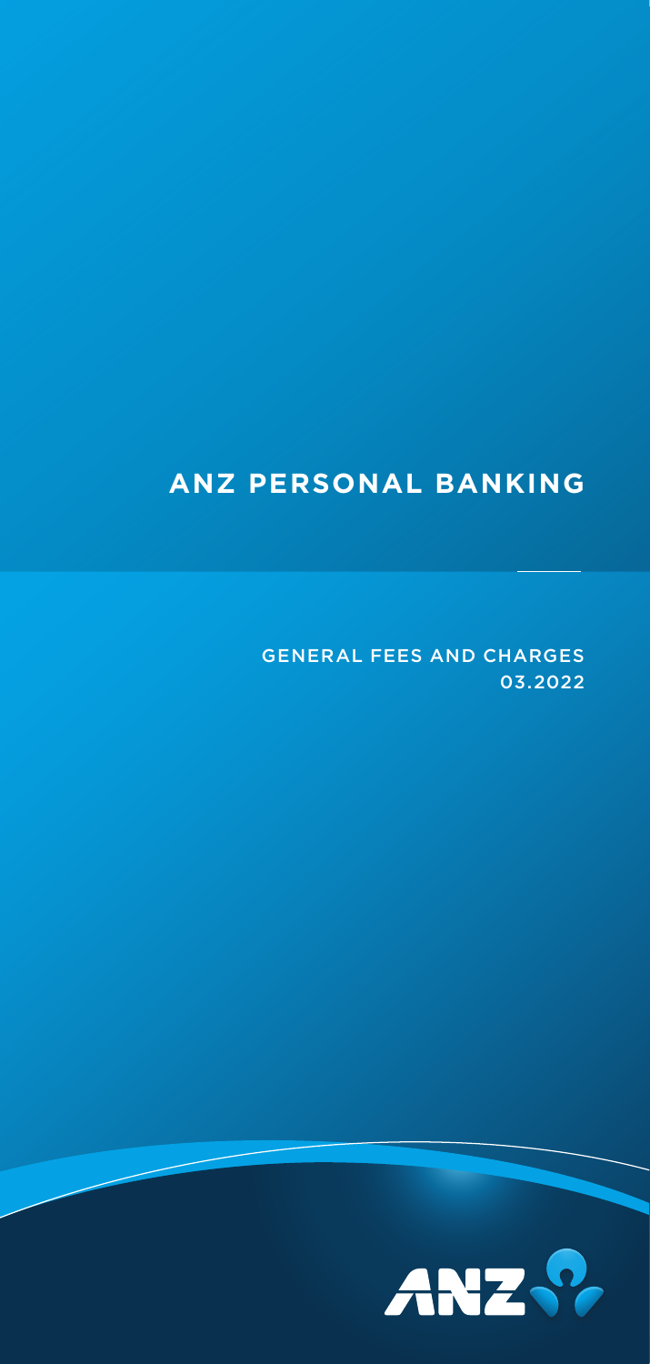# ANZ PERSONAL BANKING

GENERAL FEES AND CHARGES
03.2022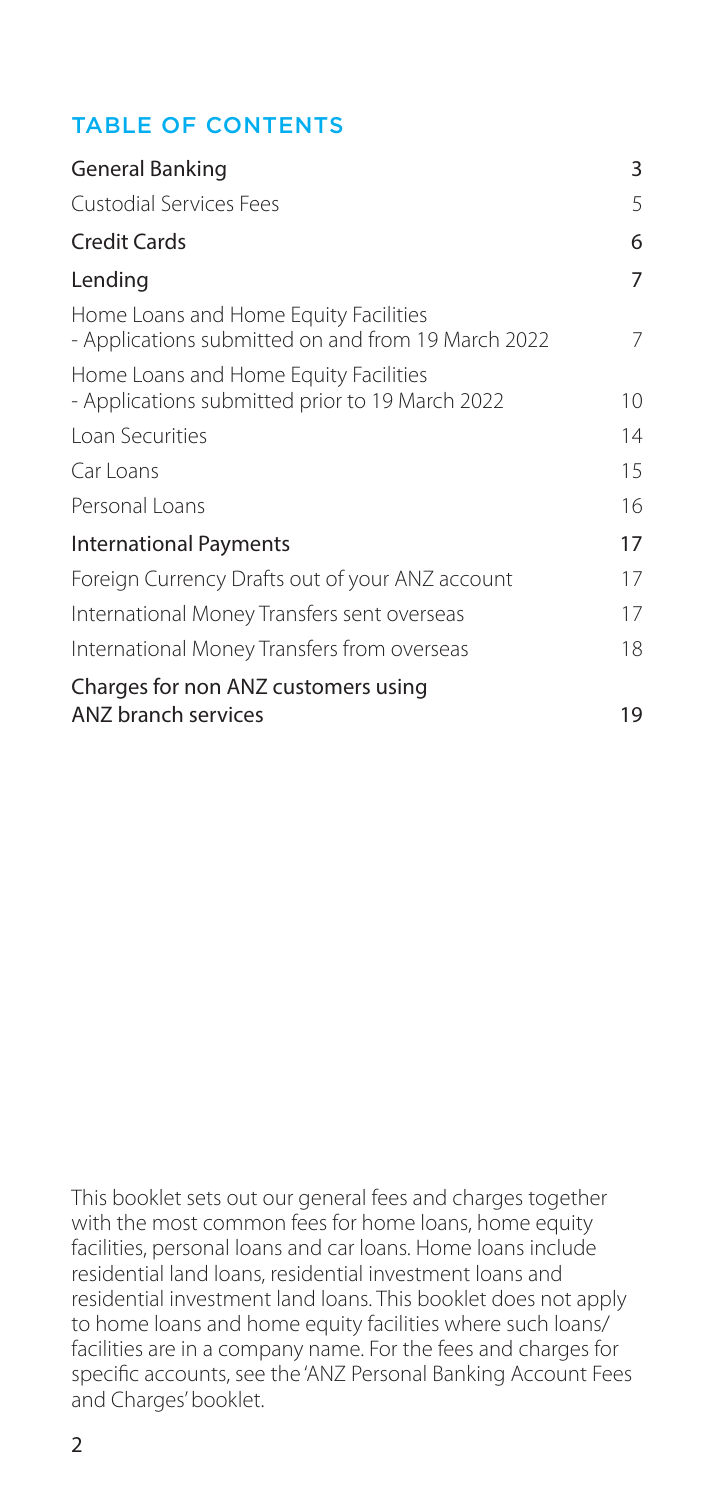## TABLE OF CONTENTS

| Section | Page |
|---|---|
| **General Banking** | **3** |
| Custodial Services Fees | 5 |
| **Credit Cards** | **6** |
| **Lending** | **7** |
| Home Loans and Home Equity Facilities - Applications submitted on and from 19 March 2022 | 7 |
| Home Loans and Home Equity Facilities - Applications submitted prior to 19 March 2022 | 10 |
| Loan Securities | 14 |
| Car Loans | 15 |
| Personal Loans | 16 |
| **International Payments** | **17** |
| Foreign Currency Drafts out of your ANZ account | 17 |
| International Money Transfers sent overseas | 17 |
| International Money Transfers from overseas | 18 |
| **Charges for non ANZ customers using ANZ branch services** | **19** |

This booklet sets out our general fees and charges together with the most common fees for home loans, home equity facilities, personal loans and car loans. Home loans include residential land loans, residential investment loans and residential investment land loans. This booklet does not apply to home loans and home equity facilities where such loans/facilities are in a company name. For the fees and charges for specific accounts, see the 'ANZ Personal Banking Account Fees and Charges' booklet.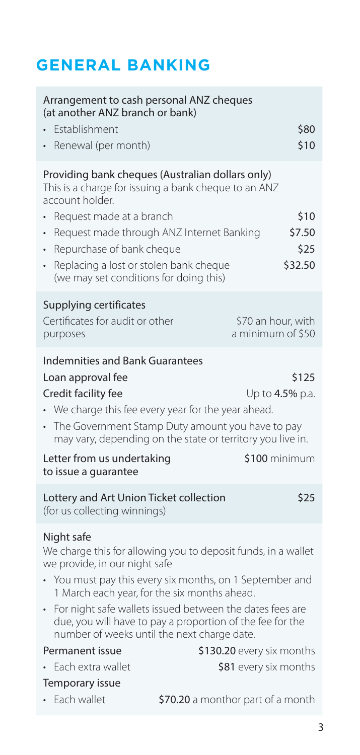# GENERAL BANKING

| | |
|---|---|
| **Arrangement to cash personal ANZ cheques (at another ANZ branch or bank)** | |
| • Establishment | \$80 |
| • Renewal (per month) | \$10 |
| **Providing bank cheques (Australian dollars only)** This is a charge for issuing a bank cheque to an ANZ account holder. | |
| • Request made at a branch | \$10 |
| • Request made through ANZ Internet Banking | \$7.50 |
| • Repurchase of bank cheque | \$25 |
| • Replacing a lost or stolen bank cheque (we may set conditions for doing this) | \$32.50 |
| **Supplying certificates** | |
| Certificates for audit or other purposes | \$70 an hour, with a minimum of \$50 |
| **Indemnities and Bank Guarantees** | |
| Loan approval fee | \$125 |
| Credit facility fee | Up to **4.5%** p.a. |
| • We charge this fee every year for the year ahead. | |
| • The Government Stamp Duty amount you have to pay may vary, depending on the state or territory you live in. | |
| Letter from us undertaking to issue a guarantee | **\$100** minimum |
| **Lottery and Art Union Ticket collection** (for us collecting winnings) | \$25 |
| **Night safe** We charge this for allowing you to deposit funds, in a wallet we provide, in our night safe | |
| • You must pay this every six months, on 1 September and 1 March each year, for the six months ahead. | |
| • For night safe wallets issued between the dates fees are due, you will have to pay a proportion of the fee for the number of weeks until the next charge date. | |
| Permanent issue | **\$130.20** every six months |
| • Each extra wallet | **\$81** every six months |
| Temporary issue | |
| • Each wallet | **\$70.20** a monthor part of a month |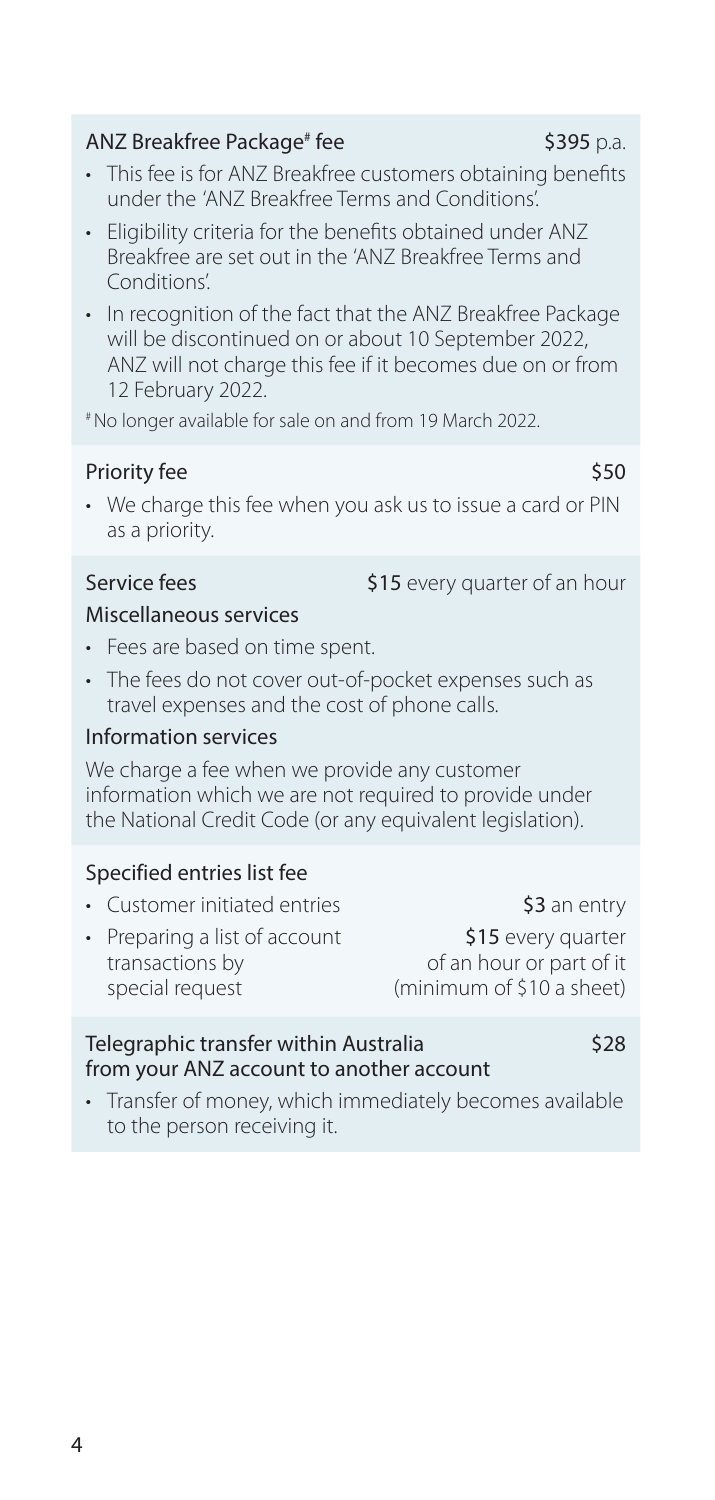### ANZ Breakfree Package[#] fee — $395 p.a.

- This fee is for ANZ Breakfree customers obtaining benefits under the 'ANZ Breakfree Terms and Conditions'.
- Eligibility criteria for the benefits obtained under ANZ Breakfree are set out in the 'ANZ Breakfree Terms and Conditions'.
- In recognition of the fact that the ANZ Breakfree Package will be discontinued on or about 10 September 2022, ANZ will not charge this fee if it becomes due on or from 12 February 2022.

[#] No longer available for sale on and from 19 March 2022.

### Priority fee — $50

- We charge this fee when you ask us to issue a card or PIN as a priority.

### Service fees — $15 every quarter of an hour

#### Miscellaneous services

- Fees are based on time spent.
- The fees do not cover out-of-pocket expenses such as travel expenses and the cost of phone calls.

#### Information services

We charge a fee when we provide any customer information which we are not required to provide under the National Credit Code (or any equivalent legislation).

### Specified entries list fee

- Customer initiated entries — **$3** an entry
- Preparing a list of account transactions by special request — **$15** every quarter of an hour or part of it (minimum of $10 a sheet)

### Telegraphic transfer within Australia from your ANZ account to another account — $28

- Transfer of money, which immediately becomes available to the person receiving it.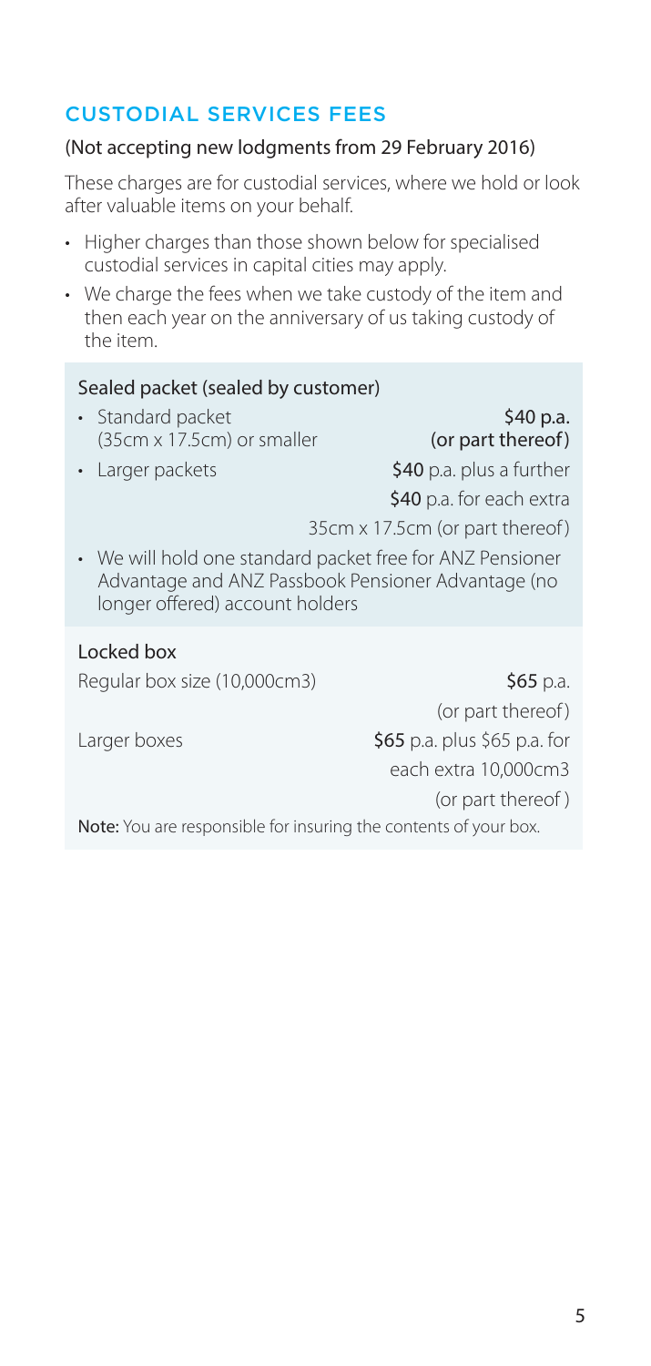## CUSTODIAL SERVICES FEES

(Not accepting new lodgments from 29 February 2016)

These charges are for custodial services, where we hold or look after valuable items on your behalf.

- Higher charges than those shown below for specialised custodial services in capital cities may apply.
- We charge the fees when we take custody of the item and then each year on the anniversary of us taking custody of the item.

### Sealed packet (sealed by customer)

| | |
|---|---|
| • Standard packet (35cm x 17.5cm) or smaller | **$40 p.a. (or part thereof)** |
| • Larger packets | **$40** p.a. plus a further **$40** p.a. for each extra 35cm x 17.5cm (or part thereof) |

- We will hold one standard packet free for ANZ Pensioner Advantage and ANZ Passbook Pensioner Advantage (no longer offered) account holders

### Locked box

| | |
|---|---|
| Regular box size (10,000cm3) | **$65** p.a. (or part thereof) |
| Larger boxes | **$65** p.a. plus $65 p.a. for each extra 10,000cm3 (or part thereof ) |

**Note:** You are responsible for insuring the contents of your box.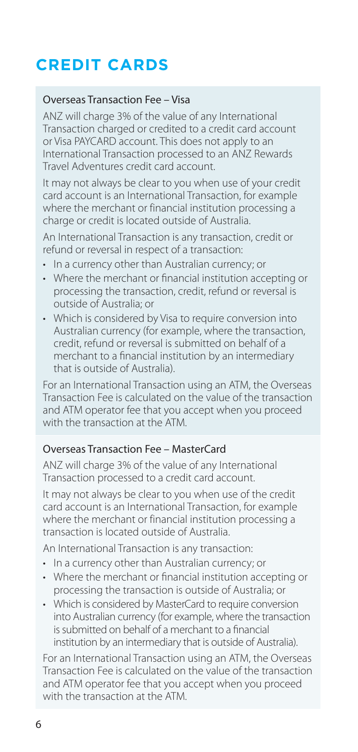# CREDIT CARDS

### Overseas Transaction Fee – Visa

ANZ will charge 3% of the value of any International Transaction charged or credited to a credit card account or Visa PAYCARD account. This does not apply to an International Transaction processed to an ANZ Rewards Travel Adventures credit card account.

It may not always be clear to you when use of your credit card account is an International Transaction, for example where the merchant or financial institution processing a charge or credit is located outside of Australia.

An International Transaction is any transaction, credit or refund or reversal in respect of a transaction:

- In a currency other than Australian currency; or
- Where the merchant or financial institution accepting or processing the transaction, credit, refund or reversal is outside of Australia; or
- Which is considered by Visa to require conversion into Australian currency (for example, where the transaction, credit, refund or reversal is submitted on behalf of a merchant to a financial institution by an intermediary that is outside of Australia).

For an International Transaction using an ATM, the Overseas Transaction Fee is calculated on the value of the transaction and ATM operator fee that you accept when you proceed with the transaction at the ATM.

### Overseas Transaction Fee – MasterCard

ANZ will charge 3% of the value of any International Transaction processed to a credit card account.

It may not always be clear to you when use of the credit card account is an International Transaction, for example where the merchant or financial institution processing a transaction is located outside of Australia.

An International Transaction is any transaction:

- In a currency other than Australian currency; or
- Where the merchant or financial institution accepting or processing the transaction is outside of Australia; or
- Which is considered by MasterCard to require conversion into Australian currency (for example, where the transaction is submitted on behalf of a merchant to a financial institution by an intermediary that is outside of Australia).

For an International Transaction using an ATM, the Overseas Transaction Fee is calculated on the value of the transaction and ATM operator fee that you accept when you proceed with the transaction at the ATM.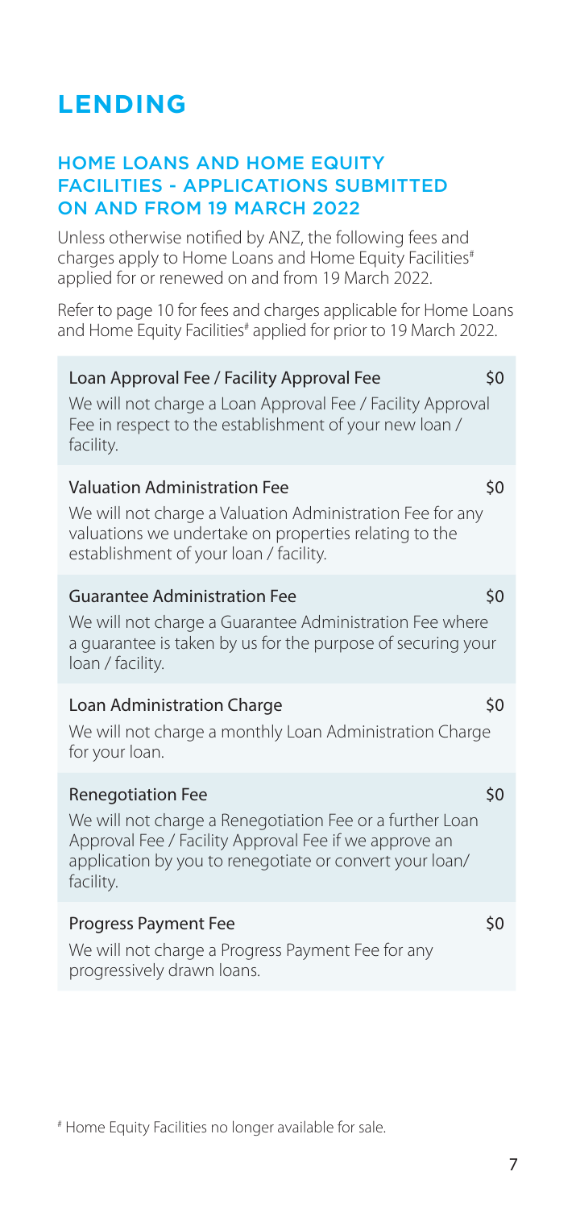# LENDING

## HOME LOANS AND HOME EQUITY FACILITIES - APPLICATIONS SUBMITTED ON AND FROM 19 MARCH 2022

Unless otherwise notified by ANZ, the following fees and charges apply to Home Loans and Home Equity Facilities[#] applied for or renewed on and from 19 March 2022.

Refer to page 10 for fees and charges applicable for Home Loans and Home Equity Facilities[#] applied for prior to 19 March 2022.

| Fee | Amount |
| --- | --- |
| **Loan Approval Fee / Facility Approval Fee**<br>We will not charge a Loan Approval Fee / Facility Approval Fee in respect to the establishment of your new loan / facility. | $0 |
| **Valuation Administration Fee**<br>We will not charge a Valuation Administration Fee for any valuations we undertake on properties relating to the establishment of your loan / facility. | $0 |
| **Guarantee Administration Fee**<br>We will not charge a Guarantee Administration Fee where a guarantee is taken by us for the purpose of securing your loan / facility. | $0 |
| **Loan Administration Charge**<br>We will not charge a monthly Loan Administration Charge for your loan. | $0 |
| **Renegotiation Fee**<br>We will not charge a Renegotiation Fee or a further Loan Approval Fee / Facility Approval Fee if we approve an application by you to renegotiate or convert your loan/ facility. | $0 |
| **Progress Payment Fee**<br>We will not charge a Progress Payment Fee for any progressively drawn loans. | $0 |

[#] Home Equity Facilities no longer available for sale.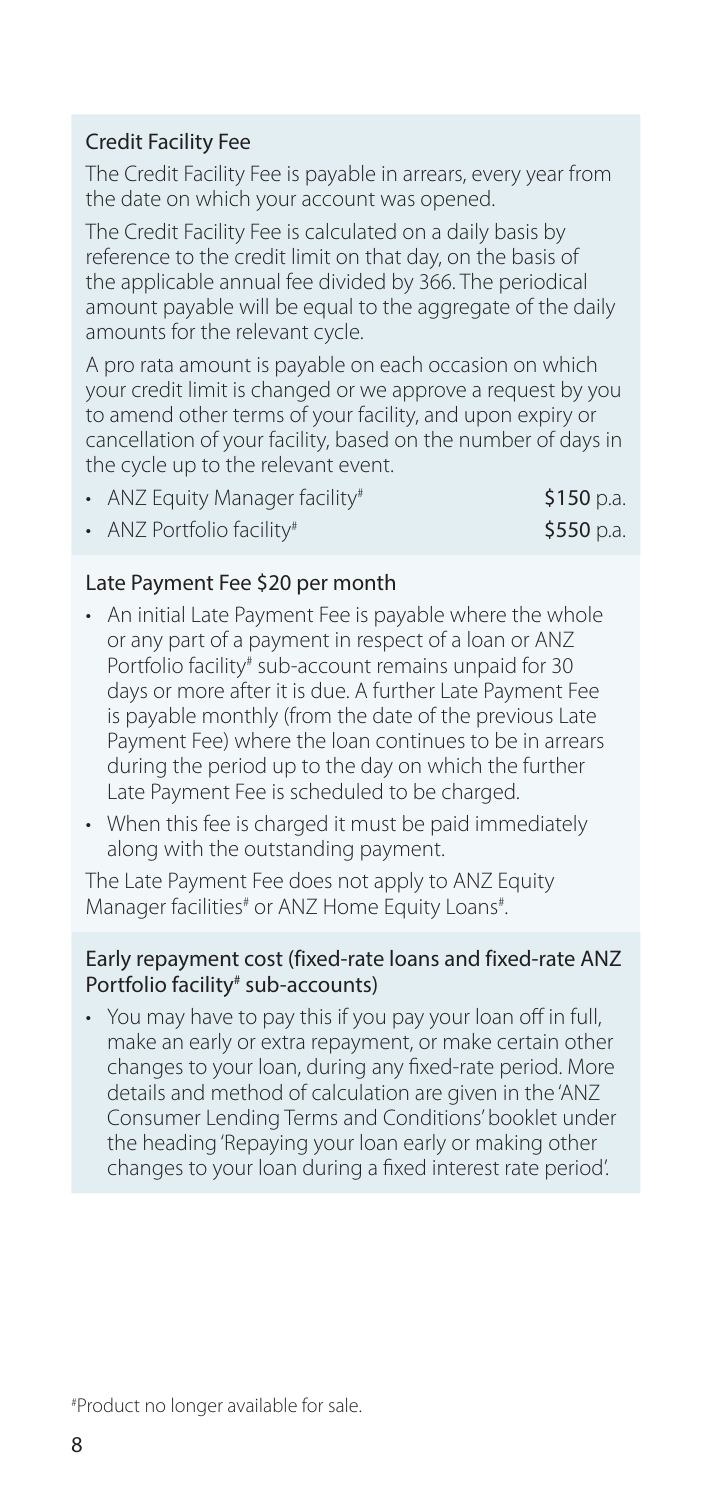### Credit Facility Fee

The Credit Facility Fee is payable in arrears, every year from the date on which your account was opened.

The Credit Facility Fee is calculated on a daily basis by reference to the credit limit on that day, on the basis of the applicable annual fee divided by 366. The periodical amount payable will be equal to the aggregate of the daily amounts for the relevant cycle.

A pro rata amount is payable on each occasion on which your credit limit is changed or we approve a request by you to amend other terms of your facility, and upon expiry or cancellation of your facility, based on the number of days in the cycle up to the relevant event.

| | |
|---|---|
| • ANZ Equity Manager facility# | **$150** p.a. |
| • ANZ Portfolio facility# | **$550** p.a. |

### Late Payment Fee $20 per month

- An initial Late Payment Fee is payable where the whole or any part of a payment in respect of a loan or ANZ Portfolio facility# sub-account remains unpaid for 30 days or more after it is due. A further Late Payment Fee is payable monthly (from the date of the previous Late Payment Fee) where the loan continues to be in arrears during the period up to the day on which the further Late Payment Fee is scheduled to be charged.
- When this fee is charged it must be paid immediately along with the outstanding payment.

The Late Payment Fee does not apply to ANZ Equity Manager facilities# or ANZ Home Equity Loans#.

### Early repayment cost (fixed-rate loans and fixed-rate ANZ Portfolio facility# sub-accounts)

- You may have to pay this if you pay your loan off in full, make an early or extra repayment, or make certain other changes to your loan, during any fixed-rate period. More details and method of calculation are given in the 'ANZ Consumer Lending Terms and Conditions' booklet under the heading 'Repaying your loan early or making other changes to your loan during a fixed interest rate period'.

#Product no longer available for sale.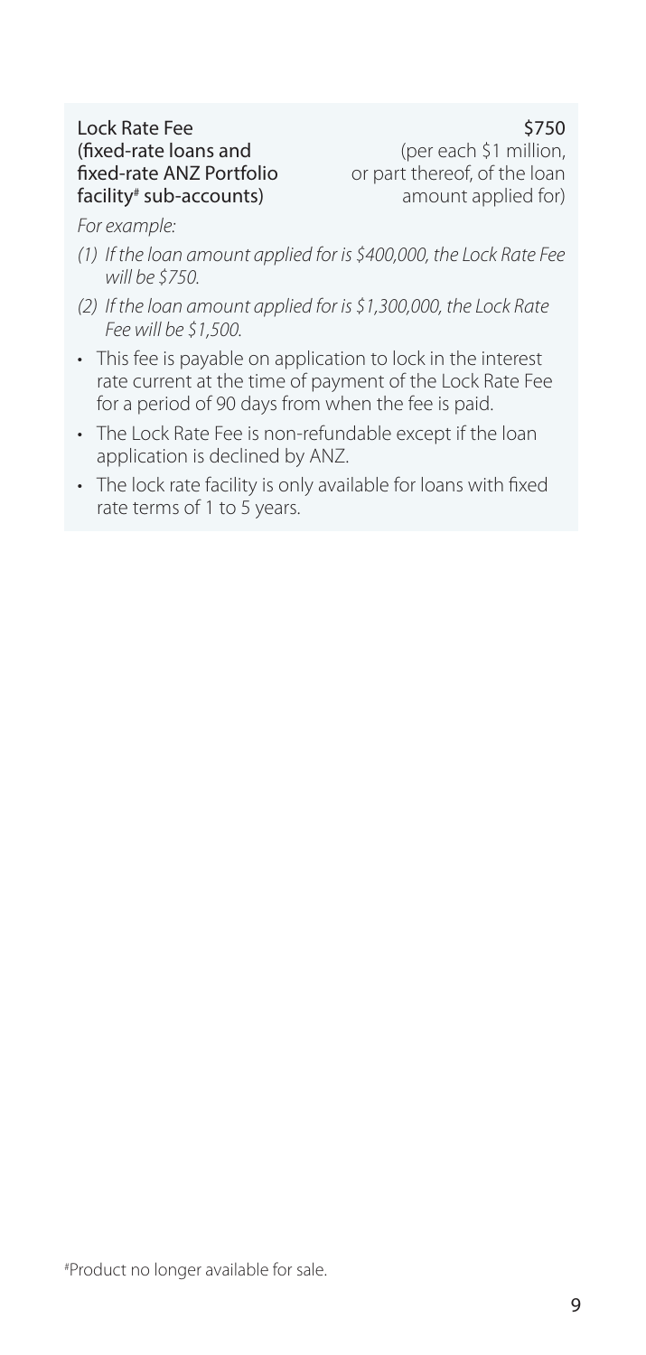| | |
|---|---|
| Lock Rate Fee (fixed-rate loans and fixed-rate ANZ Portfolio facility# sub-accounts) | $750 (per each $1 million, or part thereof, of the loan amount applied for) |

*For example:*

*(1) If the loan amount applied for is $400,000, the Lock Rate Fee will be $750.*

*(2) If the loan amount applied for is $1,300,000, the Lock Rate Fee will be $1,500.*

- This fee is payable on application to lock in the interest rate current at the time of payment of the Lock Rate Fee for a period of 90 days from when the fee is paid.
- The Lock Rate Fee is non-refundable except if the loan application is declined by ANZ.
- The lock rate facility is only available for loans with fixed rate terms of 1 to 5 years.

#Product no longer available for sale.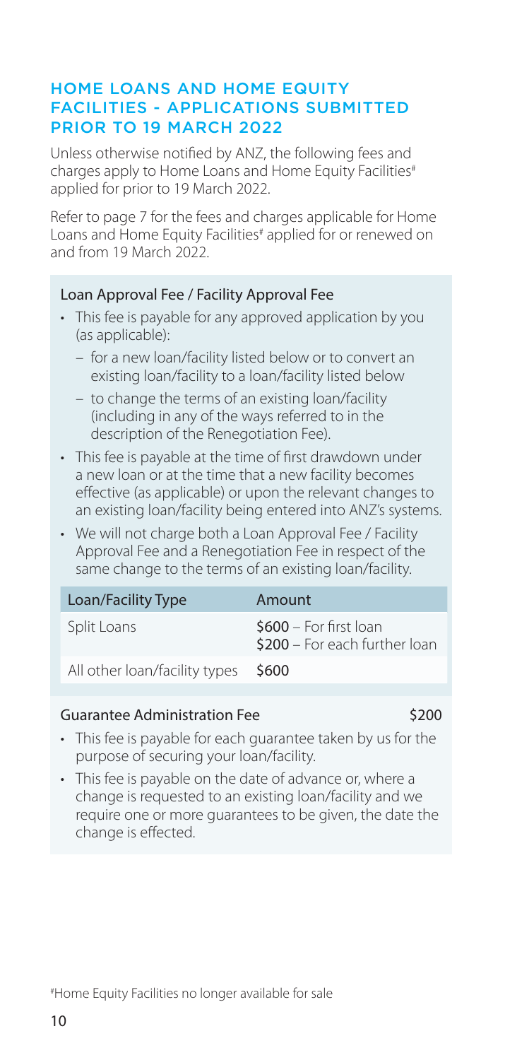## HOME LOANS AND HOME EQUITY FACILITIES - APPLICATIONS SUBMITTED PRIOR TO 19 MARCH 2022

Unless otherwise notified by ANZ, the following fees and charges apply to Home Loans and Home Equity Facilities# applied for prior to 19 March 2022.

Refer to page 7 for the fees and charges applicable for Home Loans and Home Equity Facilities# applied for or renewed on and from 19 March 2022.

### Loan Approval Fee / Facility Approval Fee

- This fee is payable for any approved application by you (as applicable):
  - for a new loan/facility listed below or to convert an existing loan/facility to a loan/facility listed below
  - to change the terms of an existing loan/facility (including in any of the ways referred to in the description of the Renegotiation Fee).
- This fee is payable at the time of first drawdown under a new loan or at the time that a new facility becomes effective (as applicable) or upon the relevant changes to an existing loan/facility being entered into ANZ's systems.
- We will not charge both a Loan Approval Fee / Facility Approval Fee and a Renegotiation Fee in respect of the same change to the terms of an existing loan/facility.

| Loan/Facility Type | Amount |
|---|---|
| Split Loans | $600 – For first loan<br>$200 – For each further loan |
| All other loan/facility types | $600 |

### Guarantee Administration Fee — $200

- This fee is payable for each guarantee taken by us for the purpose of securing your loan/facility.
- This fee is payable on the date of advance or, where a change is requested to an existing loan/facility and we require one or more guarantees to be given, the date the change is effected.

#Home Equity Facilities no longer available for sale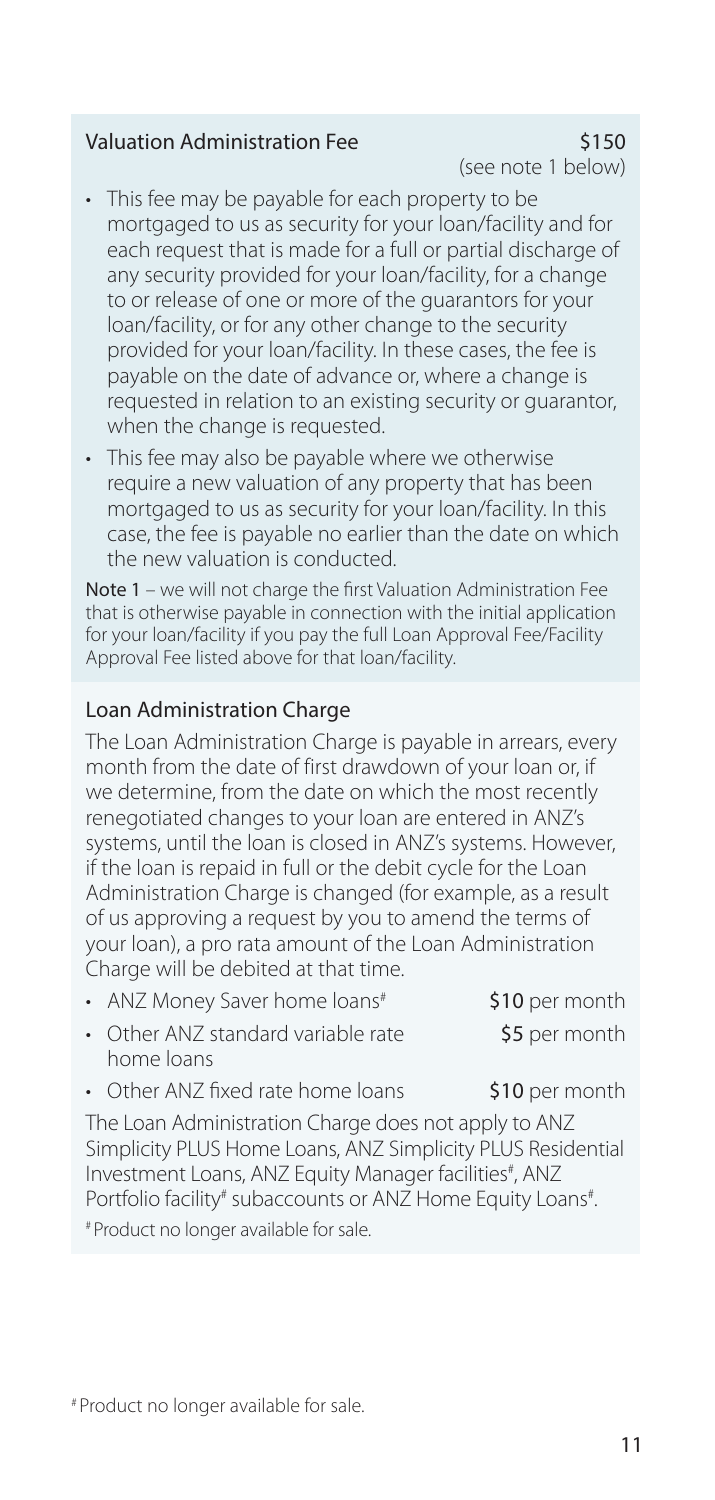### Valuation Administration Fee $150

(see note 1 below)

- This fee may be payable for each property to be mortgaged to us as security for your loan/facility and for each request that is made for a full or partial discharge of any security provided for your loan/facility, for a change to or release of one or more of the guarantors for your loan/facility, or for any other change to the security provided for your loan/facility. In these cases, the fee is payable on the date of advance or, where a change is requested in relation to an existing security or guarantor, when the change is requested.
- This fee may also be payable where we otherwise require a new valuation of any property that has been mortgaged to us as security for your loan/facility. In this case, the fee is payable no earlier than the date on which the new valuation is conducted.

Note 1 – we will not charge the first Valuation Administration Fee that is otherwise payable in connection with the initial application for your loan/facility if you pay the full Loan Approval Fee/Facility Approval Fee listed above for that loan/facility.

### Loan Administration Charge

The Loan Administration Charge is payable in arrears, every month from the date of first drawdown of your loan or, if we determine, from the date on which the most recently renegotiated changes to your loan are entered in ANZ's systems, until the loan is closed in ANZ's systems. However, if the loan is repaid in full or the debit cycle for the Loan Administration Charge is changed (for example, as a result of us approving a request by you to amend the terms of your loan), a pro rata amount of the Loan Administration Charge will be debited at that time.

- ANZ Money Saver home loans# — **$10** per month
- Other ANZ standard variable rate home loans — **$5** per month
- Other ANZ fixed rate home loans — **$10** per month

The Loan Administration Charge does not apply to ANZ Simplicity PLUS Home Loans, ANZ Simplicity PLUS Residential Investment Loans, ANZ Equity Manager facilities#, ANZ Portfolio facility# subaccounts or ANZ Home Equity Loans#.

# Product no longer available for sale.

# Product no longer available for sale.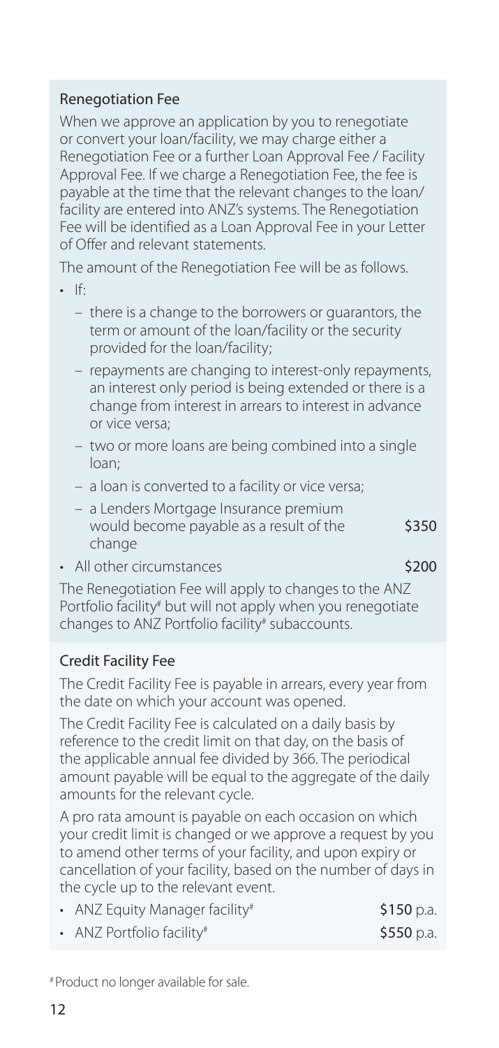### Renegotiation Fee

When we approve an application by you to renegotiate or convert your loan/facility, we may charge either a Renegotiation Fee or a further Loan Approval Fee / Facility Approval Fee. If we charge a Renegotiation Fee, the fee is payable at the time that the relevant changes to the loan/facility are entered into ANZ's systems. The Renegotiation Fee will be identified as a Loan Approval Fee in your Letter of Offer and relevant statements.

The amount of the Renegotiation Fee will be as follows.

- If:
  - there is a change to the borrowers or guarantors, the term or amount of the loan/facility or the security provided for the loan/facility;
  - repayments are changing to interest-only repayments, an interest only period is being extended or there is a change from interest in arrears to interest in advance or vice versa;
  - two or more loans are being combined into a single loan;
  - a loan is converted to a facility or vice versa;
  - a Lenders Mortgage Insurance premium would become payable as a result of the change — **$350**
- All other circumstances — **$200**

The Renegotiation Fee will apply to changes to the ANZ Portfolio facility# but will not apply when you renegotiate changes to ANZ Portfolio facility# subaccounts.

### Credit Facility Fee

The Credit Facility Fee is payable in arrears, every year from the date on which your account was opened.

The Credit Facility Fee is calculated on a daily basis by reference to the credit limit on that day, on the basis of the applicable annual fee divided by 366. The periodical amount payable will be equal to the aggregate of the daily amounts for the relevant cycle.

A pro rata amount is payable on each occasion on which your credit limit is changed or we approve a request by you to amend other terms of your facility, and upon expiry or cancellation of your facility, based on the number of days in the cycle up to the relevant event.

- ANZ Equity Manager facility# — **$150** p.a.
- ANZ Portfolio facility# — **$550** p.a.

# Product no longer available for sale.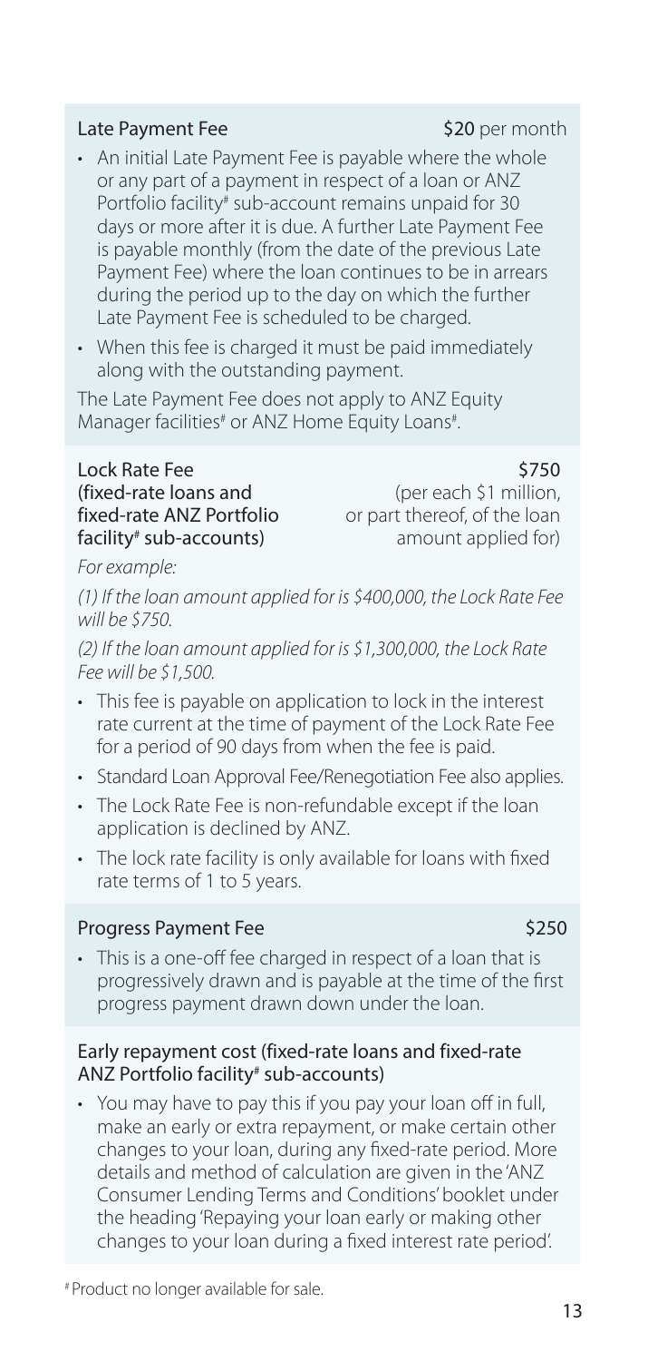### Late Payment Fee — **$20** per month

- An initial Late Payment Fee is payable where the whole or any part of a payment in respect of a loan or ANZ Portfolio facility# sub-account remains unpaid for 30 days or more after it is due. A further Late Payment Fee is payable monthly (from the date of the previous Late Payment Fee) where the loan continues to be in arrears during the period up to the day on which the further Late Payment Fee is scheduled to be charged.
- When this fee is charged it must be paid immediately along with the outstanding payment.

The Late Payment Fee does not apply to ANZ Equity Manager facilities# or ANZ Home Equity Loans#.

### Lock Rate Fee (fixed-rate loans and fixed-rate ANZ Portfolio facility# sub-accounts) — $750 (per each $1 million, or part thereof, of the loan amount applied for)

*For example:*

*(1) If the loan amount applied for is $400,000, the Lock Rate Fee will be $750.*

*(2) If the loan amount applied for is $1,300,000, the Lock Rate Fee will be $1,500.*

- This fee is payable on application to lock in the interest rate current at the time of payment of the Lock Rate Fee for a period of 90 days from when the fee is paid.
- Standard Loan Approval Fee/Renegotiation Fee also applies.
- The Lock Rate Fee is non-refundable except if the loan application is declined by ANZ.
- The lock rate facility is only available for loans with fixed rate terms of 1 to 5 years.

### Progress Payment Fee — $250

- This is a one-off fee charged in respect of a loan that is progressively drawn and is payable at the time of the first progress payment drawn down under the loan.

### Early repayment cost (fixed-rate loans and fixed-rate ANZ Portfolio facility# sub-accounts)

- You may have to pay this if you pay your loan off in full, make an early or extra repayment, or make certain other changes to your loan, during any fixed-rate period. More details and method of calculation are given in the 'ANZ Consumer Lending Terms and Conditions' booklet under the heading 'Repaying your loan early or making other changes to your loan during a fixed interest rate period'.

# Product no longer available for sale.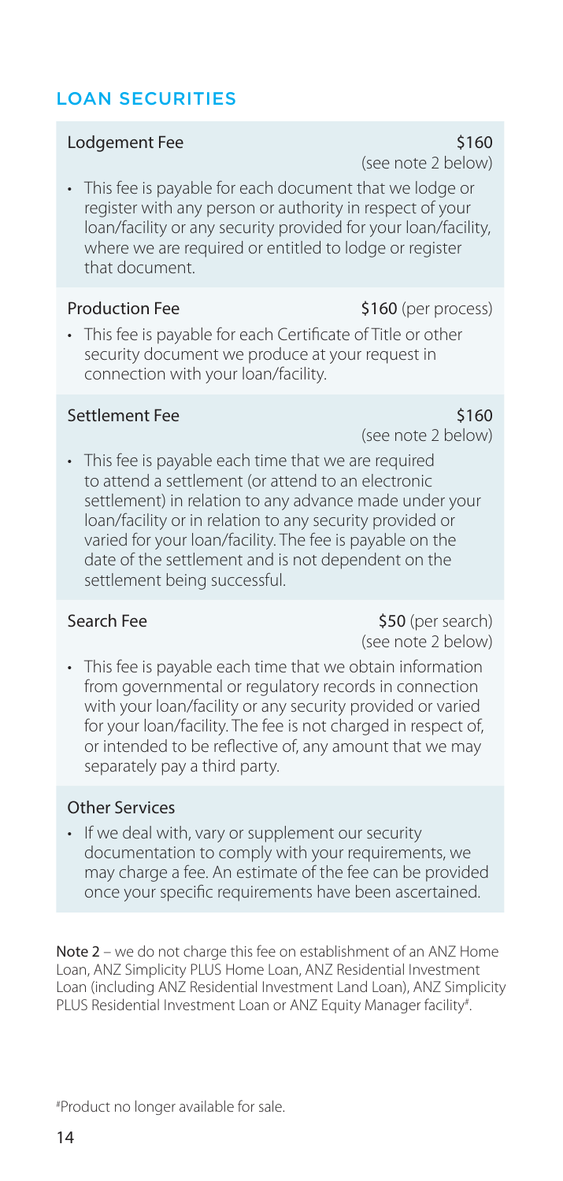## LOAN SECURITIES

### Lodgement Fee

$160 (see note 2 below)

- This fee is payable for each document that we lodge or register with any person or authority in respect of your loan/facility or any security provided for your loan/facility, where we are required or entitled to lodge or register that document.

### Production Fee

$160 (per process)

- This fee is payable for each Certificate of Title or other security document we produce at your request in connection with your loan/facility.

### Settlement Fee

$160 (see note 2 below)

- This fee is payable each time that we are required to attend a settlement (or attend to an electronic settlement) in relation to any advance made under your loan/facility or in relation to any security provided or varied for your loan/facility. The fee is payable on the date of the settlement and is not dependent on the settlement being successful.

### Search Fee

$50 (per search) (see note 2 below)

- This fee is payable each time that we obtain information from governmental or regulatory records in connection with your loan/facility or any security provided or varied for your loan/facility. The fee is not charged in respect of, or intended to be reflective of, any amount that we may separately pay a third party.

### Other Services

- If we deal with, vary or supplement our security documentation to comply with your requirements, we may charge a fee. An estimate of the fee can be provided once your specific requirements have been ascertained.

**Note 2** – we do not charge this fee on establishment of an ANZ Home Loan, ANZ Simplicity PLUS Home Loan, ANZ Residential Investment Loan (including ANZ Residential Investment Land Loan), ANZ Simplicity PLUS Residential Investment Loan or ANZ Equity Manager facility#.

#Product no longer available for sale.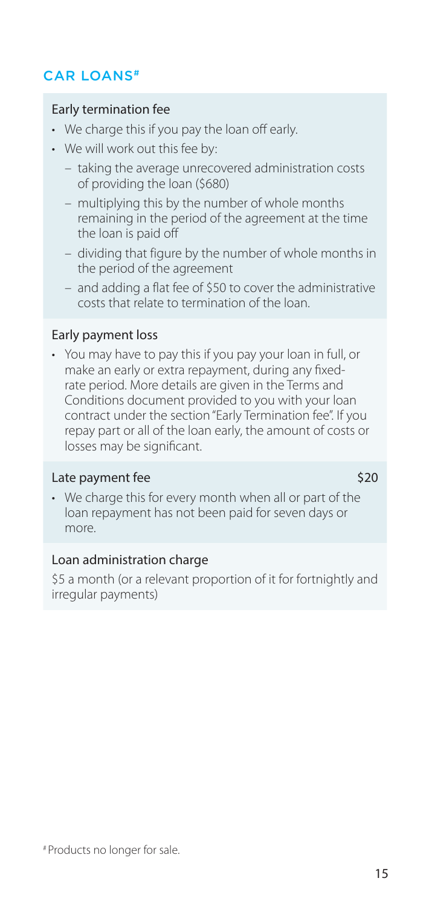## CAR LOANS[#]

### Early termination fee

- We charge this if you pay the loan off early.
- We will work out this fee by:
  - taking the average unrecovered administration costs of providing the loan ($680)
  - multiplying this by the number of whole months remaining in the period of the agreement at the time the loan is paid off
  - dividing that figure by the number of whole months in the period of the agreement
  - and adding a flat fee of $50 to cover the administrative costs that relate to termination of the loan.

### Early payment loss

- You may have to pay this if you pay your loan in full, or make an early or extra repayment, during any fixed-rate period. More details are given in the Terms and Conditions document provided to you with your loan contract under the section "Early Termination fee". If you repay part or all of the loan early, the amount of costs or losses may be significant.

### Late payment fee $20

- We charge this for every month when all or part of the loan repayment has not been paid for seven days or more.

### Loan administration charge

$5 a month (or a relevant proportion of it for fortnightly and irregular payments)

[#] Products no longer for sale.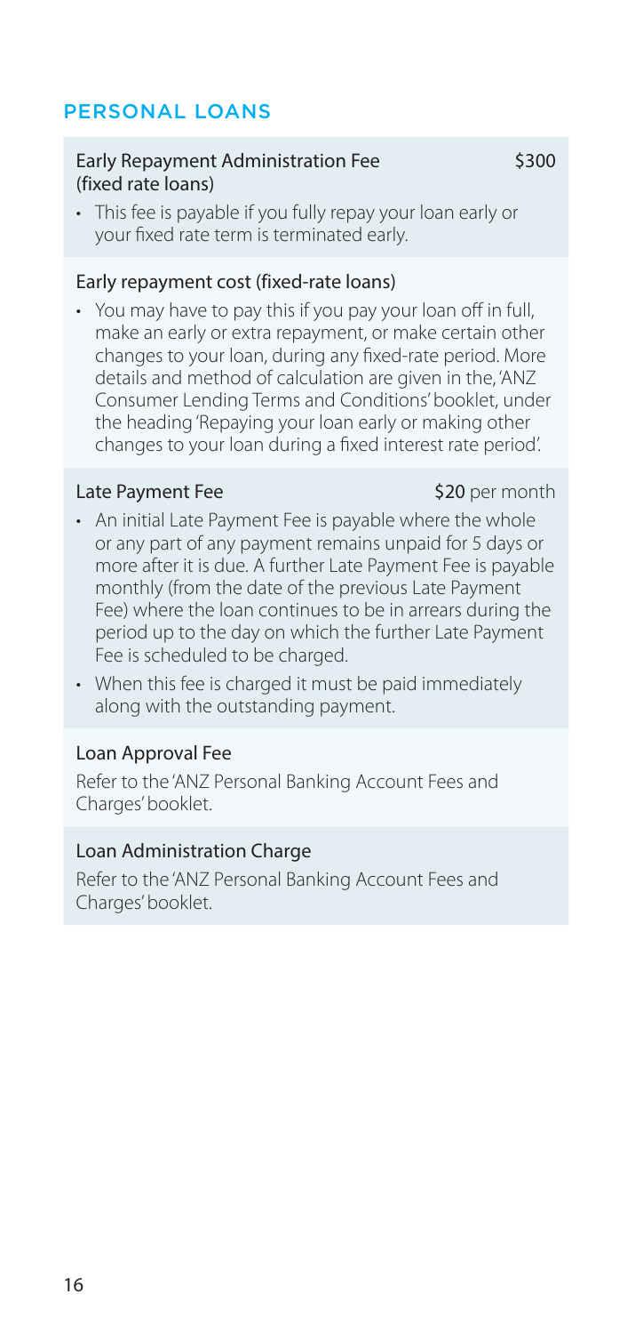## PERSONAL LOANS

### Early Repayment Administration Fee (fixed rate loans) — $300

- This fee is payable if you fully repay your loan early or your fixed rate term is terminated early.

### Early repayment cost (fixed-rate loans)

- You may have to pay this if you pay your loan off in full, make an early or extra repayment, or make certain other changes to your loan, during any fixed-rate period. More details and method of calculation are given in the, 'ANZ Consumer Lending Terms and Conditions' booklet, under the heading 'Repaying your loan early or making other changes to your loan during a fixed interest rate period'.

### Late Payment Fee — **$20** per month

- An initial Late Payment Fee is payable where the whole or any part of any payment remains unpaid for 5 days or more after it is due. A further Late Payment Fee is payable monthly (from the date of the previous Late Payment Fee) where the loan continues to be in arrears during the period up to the day on which the further Late Payment Fee is scheduled to be charged.
- When this fee is charged it must be paid immediately along with the outstanding payment.

### Loan Approval Fee

Refer to the 'ANZ Personal Banking Account Fees and Charges' booklet.

### Loan Administration Charge

Refer to the 'ANZ Personal Banking Account Fees and Charges' booklet.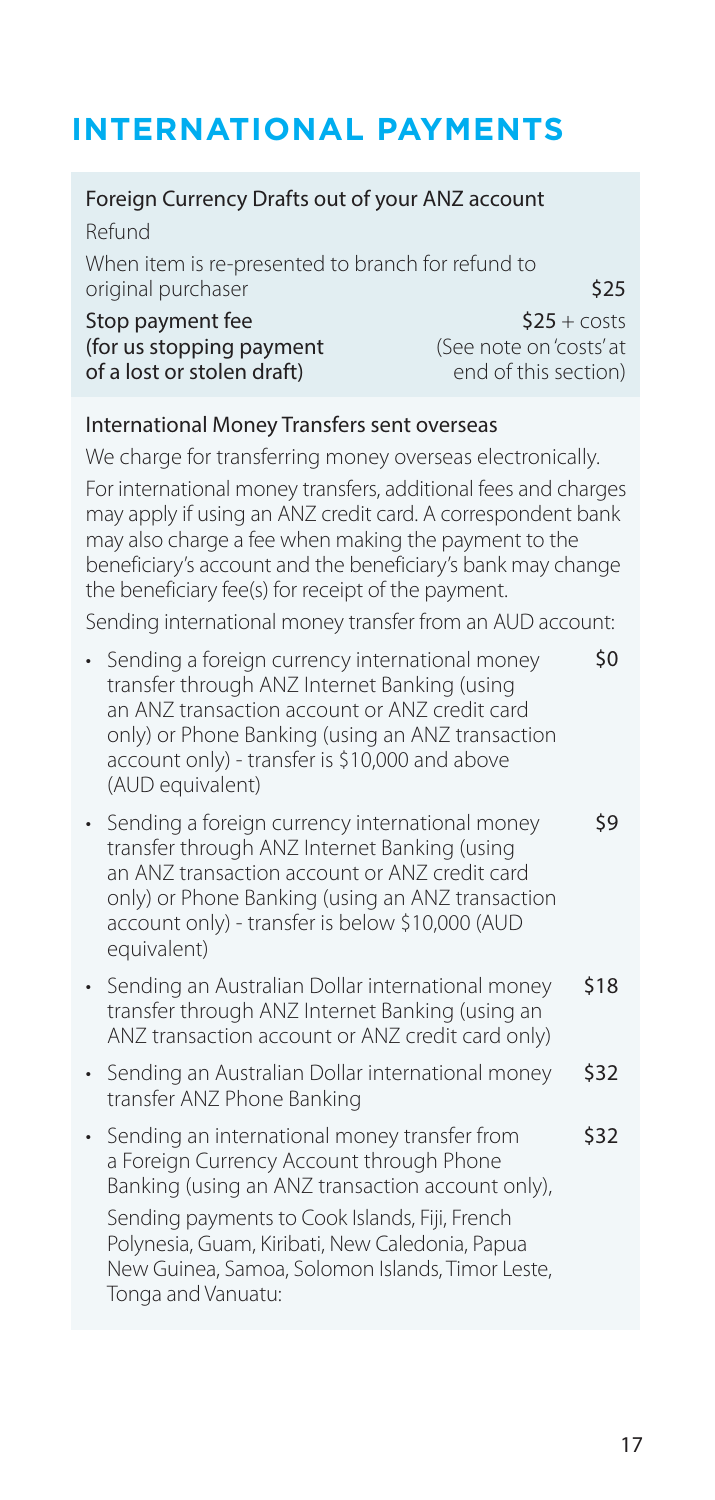# INTERNATIONAL PAYMENTS

### Foreign Currency Drafts out of your ANZ account

Refund

| | |
|---|---|
| When item is re-presented to branch for refund to original purchaser | \$25 |
| Stop payment fee (for us stopping payment of a lost or stolen draft) | \$25 + costs (See note on 'costs' at end of this section) |

### International Money Transfers sent overseas

We charge for transferring money overseas electronically.

For international money transfers, additional fees and charges may apply if using an ANZ credit card. A correspondent bank may also charge a fee when making the payment to the beneficiary's account and the beneficiary's bank may change the beneficiary fee(s) for receipt of the payment.

Sending international money transfer from an AUD account:

| | |
|---|---|
| • Sending a foreign currency international money transfer through ANZ Internet Banking (using an ANZ transaction account or ANZ credit card only) or Phone Banking (using an ANZ transaction account only) - transfer is \$10,000 and above (AUD equivalent) | \$0 |
| • Sending a foreign currency international money transfer through ANZ Internet Banking (using an ANZ transaction account or ANZ credit card only) or Phone Banking (using an ANZ transaction account only) - transfer is below \$10,000 (AUD equivalent) | \$9 |
| • Sending an Australian Dollar international money transfer through ANZ Internet Banking (using an ANZ transaction account or ANZ credit card only) | \$18 |
| • Sending an Australian Dollar international money transfer ANZ Phone Banking | \$32 |
| • Sending an international money transfer from a Foreign Currency Account through Phone Banking (using an ANZ transaction account only), | \$32 |

Sending payments to Cook Islands, Fiji, French Polynesia, Guam, Kiribati, New Caledonia, Papua New Guinea, Samoa, Solomon Islands, Timor Leste, Tonga and Vanuatu: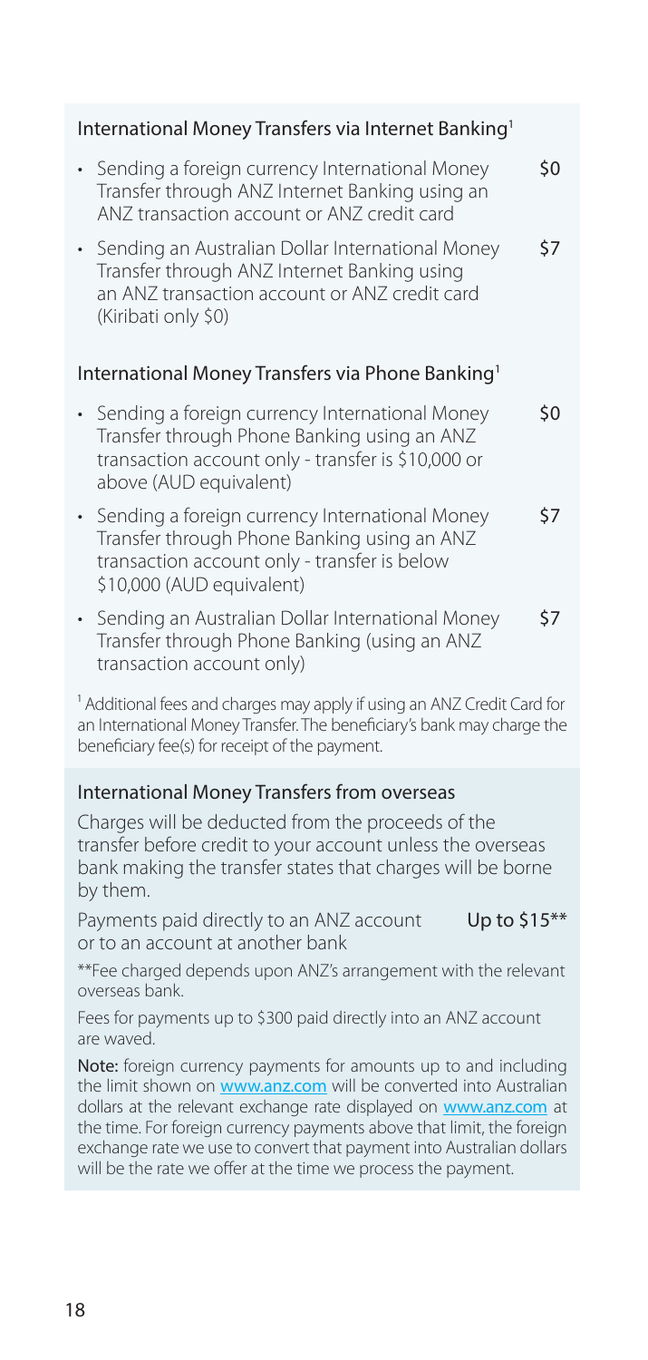### International Money Transfers via Internet Banking[1]

| | |
|---|---|
| • Sending a foreign currency International Money Transfer through ANZ Internet Banking using an ANZ transaction account or ANZ credit card | $0 |
| • Sending an Australian Dollar International Money Transfer through ANZ Internet Banking using an ANZ transaction account or ANZ credit card (Kiribati only $0) | $7 |

### International Money Transfers via Phone Banking[1]

| | |
|---|---|
| • Sending a foreign currency International Money Transfer through Phone Banking using an ANZ transaction account only - transfer is $10,000 or above (AUD equivalent) | $0 |
| • Sending a foreign currency International Money Transfer through Phone Banking using an ANZ transaction account only - transfer is below $10,000 (AUD equivalent) | $7 |
| • Sending an Australian Dollar International Money Transfer through Phone Banking (using an ANZ transaction account only) | $7 |

[1] Additional fees and charges may apply if using an ANZ Credit Card for an International Money Transfer. The beneficiary's bank may charge the beneficiary fee(s) for receipt of the payment.

### International Money Transfers from overseas

Charges will be deducted from the proceeds of the transfer before credit to your account unless the overseas bank making the transfer states that charges will be borne by them.

| | |
|---|---|
| Payments paid directly to an ANZ account or to an account at another bank | **Up to $15**** |

**Fee charged depends upon ANZ's arrangement with the relevant overseas bank.

Fees for payments up to $300 paid directly into an ANZ account are waved.

**Note:** foreign currency payments for amounts up to and including the limit shown on www.anz.com will be converted into Australian dollars at the relevant exchange rate displayed on www.anz.com at the time. For foreign currency payments above that limit, the foreign exchange rate we use to convert that payment into Australian dollars will be the rate we offer at the time we process the payment.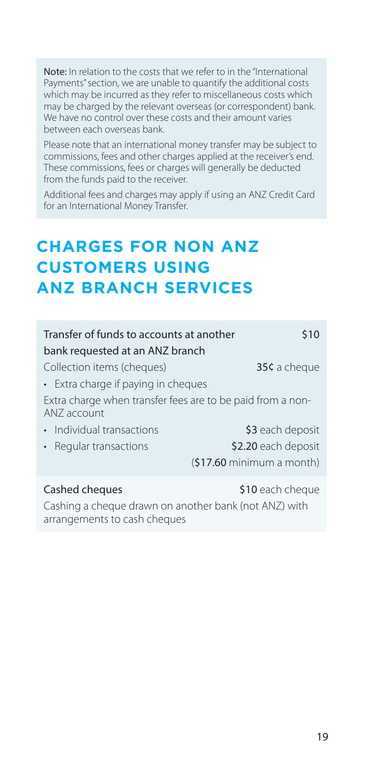**Note:** In relation to the costs that we refer to in the "International Payments" section, we are unable to quantify the additional costs which may be incurred as they refer to miscellaneous costs which may be charged by the relevant overseas (or correspondent) bank. We have no control over these costs and their amount varies between each overseas bank.

Please note that an international money transfer may be subject to commissions, fees and other charges applied at the receiver's end. These commissions, fees or charges will generally be deducted from the funds paid to the receiver.

Additional fees and charges may apply if using an ANZ Credit Card for an International Money Transfer.

# CHARGES FOR NON ANZ CUSTOMERS USING ANZ BRANCH SERVICES

| | |
|---|---|
| Transfer of funds to accounts at another bank requested at an ANZ branch | **$10** |
| Collection items (cheques) | **35¢** a cheque |
| • Extra charge if paying in cheques | |
| Extra charge when transfer fees are to be paid from a non-ANZ account | |
| • Individual transactions | **$3** each deposit |
| • Regular transactions | **$2.20** each deposit (**$17.60** minimum a month) |
| Cashed cheques | **$10** each cheque |
| Cashing a cheque drawn on another bank (not ANZ) with arrangements to cash cheques | |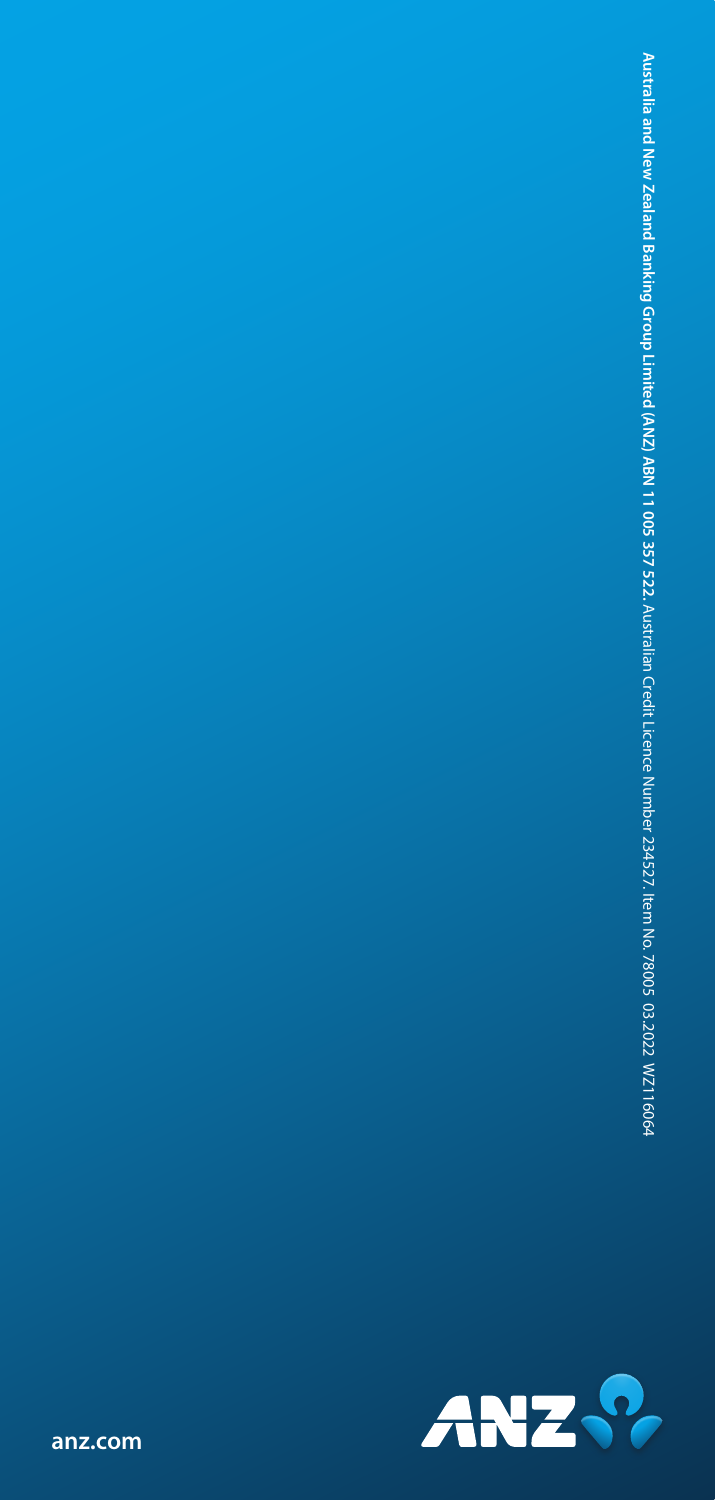**Australia and New Zealand Banking Group Limited (ANZ) ABN 11 005 357 522.** Australian Credit Licence Number 234527. Item No. 78005 03.2022 WZ116064

ANZ

**anz.com**